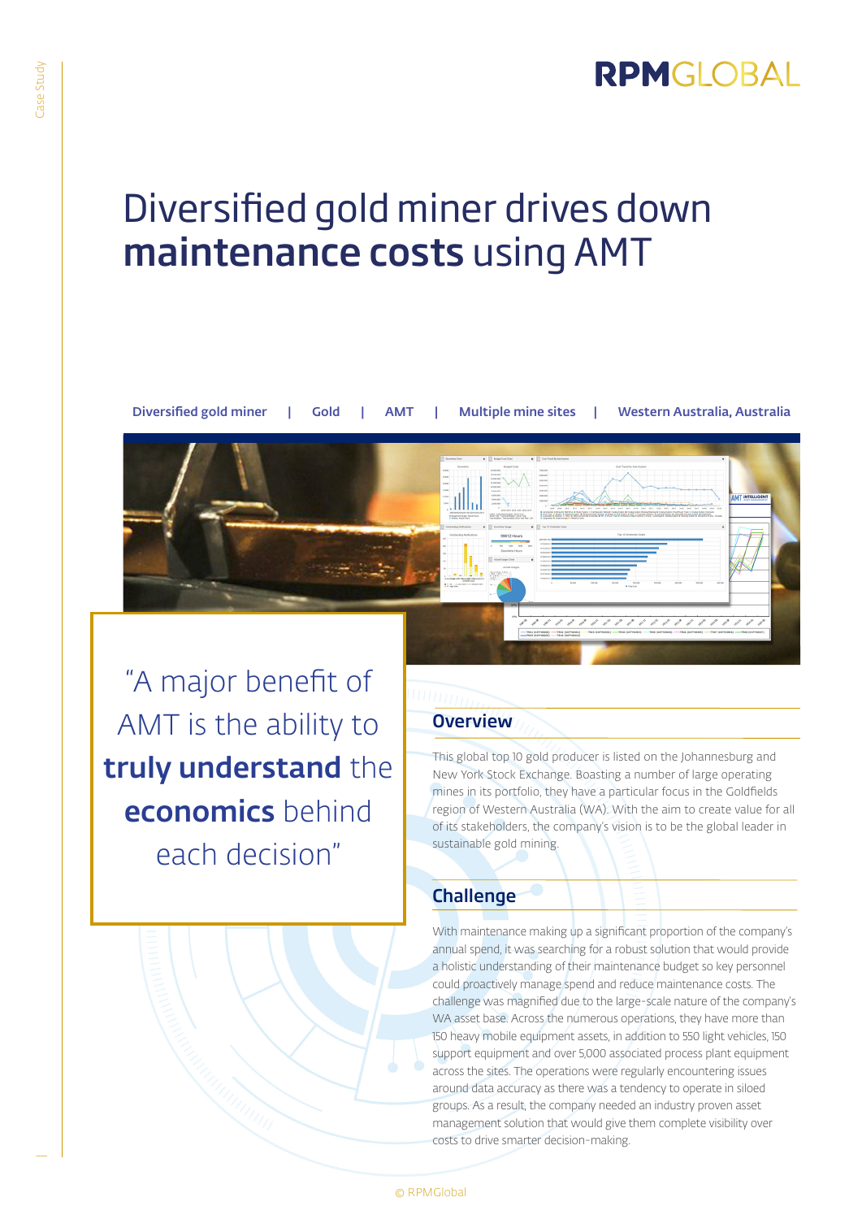# Diversified gold miner drives down **maintenance costs** using AMT

**Diversified gold miner | Gold | AMT | Multiple mine sites | Western Australia, Australia**

> "A major benefit of AMT is the ability to **truly understand** the **economics** behind each decision"

## Overview

This global top 10 gold producer is listed on the Johannesburg and New York Stock Exchange. Boasting a number of large operating mines in its portfolio, they have a particular focus in the Goldfields region of Western Australia (WA). With the aim to create value for all of its stakeholders, the company's vision is to be the global leader in sustainable gold mining.

## Challenge

With maintenance making up a significant proportion of the company's annual spend, it was searching for a robust solution that would provide a holistic understanding of their maintenance budget so key personnel could proactively manage spend and reduce maintenance costs. The challenge was magnified due to the large-scale nature of the company's WA asset base. Across the numerous operations, they have more than 150 heavy mobile equipment assets, in addition to 550 light vehicles, 150 support equipment and over 5,000 associated process plant equipment across the sites. The operations were regularly encountering issues around data accuracy as there was a tendency to operate in siloed groups. As a result, the company needed an industry proven asset management solution that would give them complete visibility over costs to drive smarter decision-making.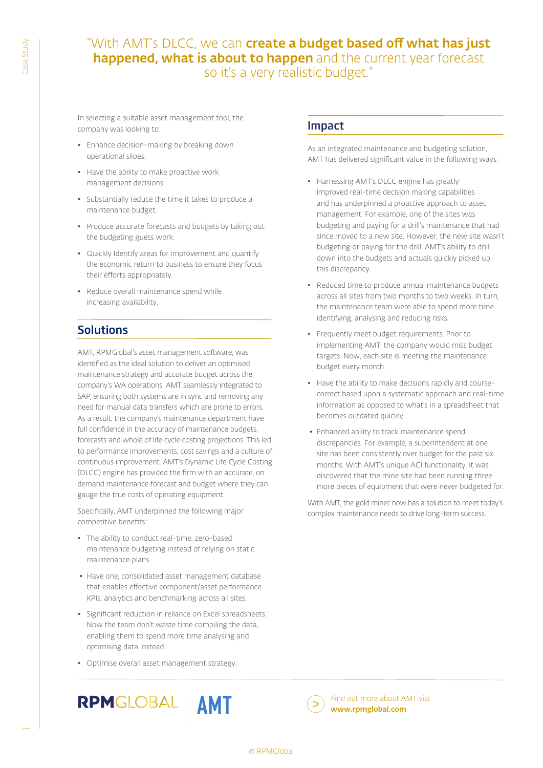"With AMT's DLCC, we can **create a budget based off what has just happened, what is about to happen** and the current year forecast so it's a very realistic budget."

In selecting a suitable asset management tool, the company was looking to:

- Enhance decision-making by breaking down operational siloes.
- Have the ability to make proactive work management decisions.
- Substantially reduce the time it takes to produce a maintenance budget.
- Produce accurate forecasts and budgets by taking out the budgeting guess work.
- Quickly Identify areas for improvement and quantify the economic return to business to ensure they focus their efforts appropriately.
- Reduce overall maintenance spend while increasing availability.

## Solutions

AMT, RPMGlobal's asset management software, was identified as the ideal solution to deliver an optimised maintenance strategy and accurate budget across the company's WA operations. AMT seamlessly integrated to SAP, ensuring both systems are in sync and removing any need for manual data transfers which are prone to errors. As a result, the company's maintenance department have full confidence in the accuracy of maintenance budgets, forecasts and whole of life cycle costing projections. This led to performance improvements, cost savings and a culture of continuous improvement. AMT's Dynamic Life Cycle Costing (DLCC) engine has provided the firm with an accurate, on demand maintenance forecast and budget where they can gauge the true costs of operating equipment.

Specifically, AMT underpinned the following major competitive benefits:

- The ability to conduct real-time, zero-based maintenance budgeting instead of relying on static maintenance plans.
- Have one, consolidated asset management database that enables effective component/asset performance KPIs, analytics and benchmarking across all sites.
- Significant reduction in reliance on Excel spreadsheets. Now the team don't waste time compiling the data, enabling them to spend more time analysing and optimising data instead.
- Optimise overall asset management strategy.

## Impact

As an integrated maintenance and budgeting solution, AMT has delivered significant value in the following ways:

- Harnessing AMT's DLCC engine has greatly improved real-time decision making capabilities and has underpinned a proactive approach to asset management. For example, one of the sites was budgeting and paying for a drill's maintenance that had since moved to a new site. However, the new site wasn't budgeting or paying for the drill. AMT's ability to drill down into the budgets and actuals quickly picked up this discrepancy.
- Reduced time to produce annual maintenance budgets across all sites from two months to two weeks. In turn, the maintenance team were able to spend more time identifying, analysing and reducing risks.
- Frequently meet budget requirements. Prior to implementing AMT, the company would miss budget targets. Now, each site is meeting the maintenance budget every month.
- Have the ability to make decisions rapidly and course-correct based upon a systematic approach and real-time information as opposed to what's in a spreadsheet that becomes outdated quickly.
- Enhanced ability to track maintenance spend discrepancies. For example, a superintendent at one site has been consistently over budget for the past six months. With AMT's unique ACI functionality, it was discovered that the mine site had been running three more pieces of equipment that were never budgeted for.

With AMT, the gold miner now has a solution to meet today's complex maintenance needs to drive long-term success.

RPMGLOBAL | AMT

Find out more about AMT vist **www.rpmglobal.com**

© RPMGlobal